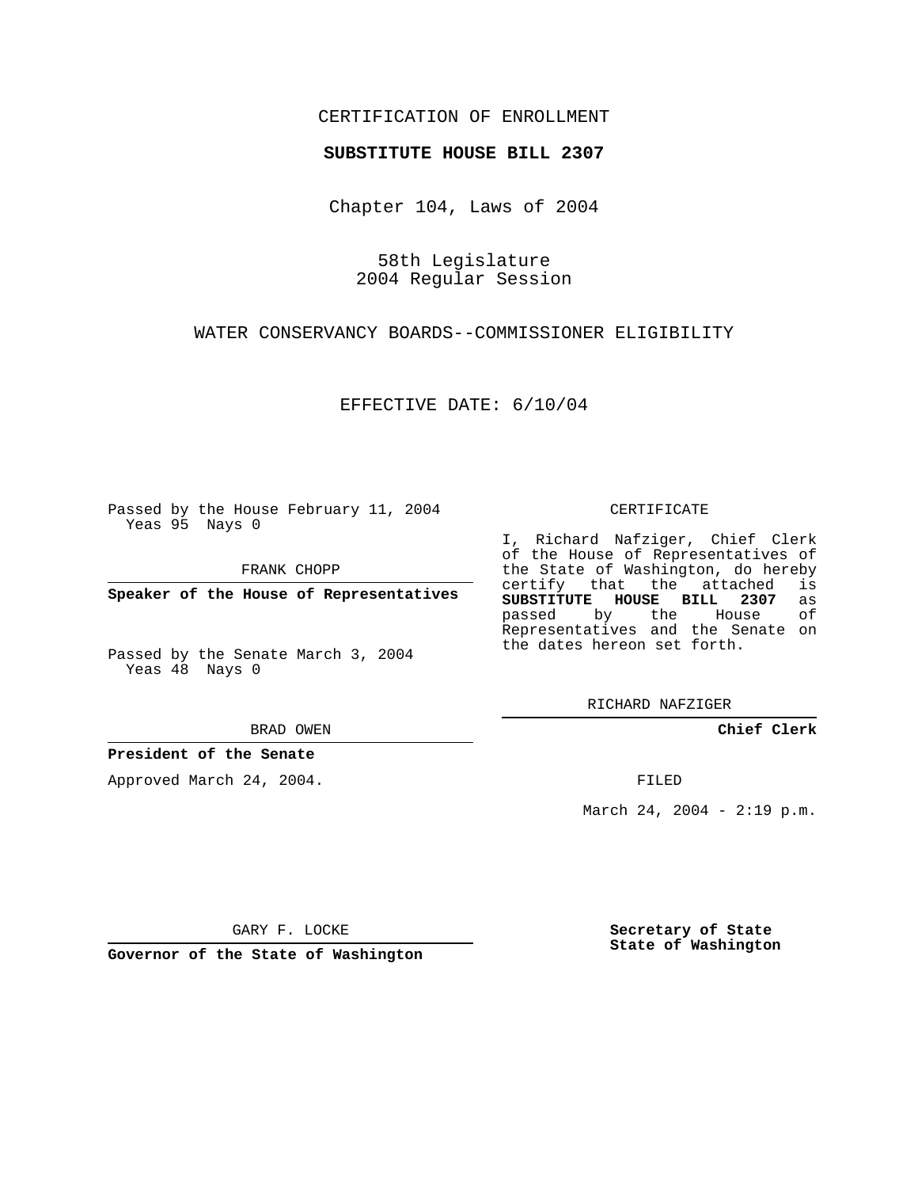CERTIFICATION OF ENROLLMENT

**SUBSTITUTE HOUSE BILL 2307**

Chapter 104, Laws of 2004

58th Legislature
2004 Regular Session

WATER CONSERVANCY BOARDS--COMMISSIONER ELIGIBILITY

EFFECTIVE DATE: 6/10/04

Passed by the House February 11, 2004
Yeas 95 Nays 0

FRANK CHOPP

**Speaker of the House of Representatives**

Passed by the Senate March 3, 2004
Yeas 48 Nays 0

BRAD OWEN

**President of the Senate**

Approved March 24, 2004.

GARY F. LOCKE

**Governor of the State of Washington**

CERTIFICATE

I, Richard Nafziger, Chief Clerk of the House of Representatives of the State of Washington, do hereby certify that the attached is **SUBSTITUTE HOUSE BILL 2307** as passed by the House of Representatives and the Senate on the dates hereon set forth.

RICHARD NAFZIGER

**Chief Clerk**

FILED

March 24, 2004 - 2:19 p.m.

**Secretary of State**
**State of Washington**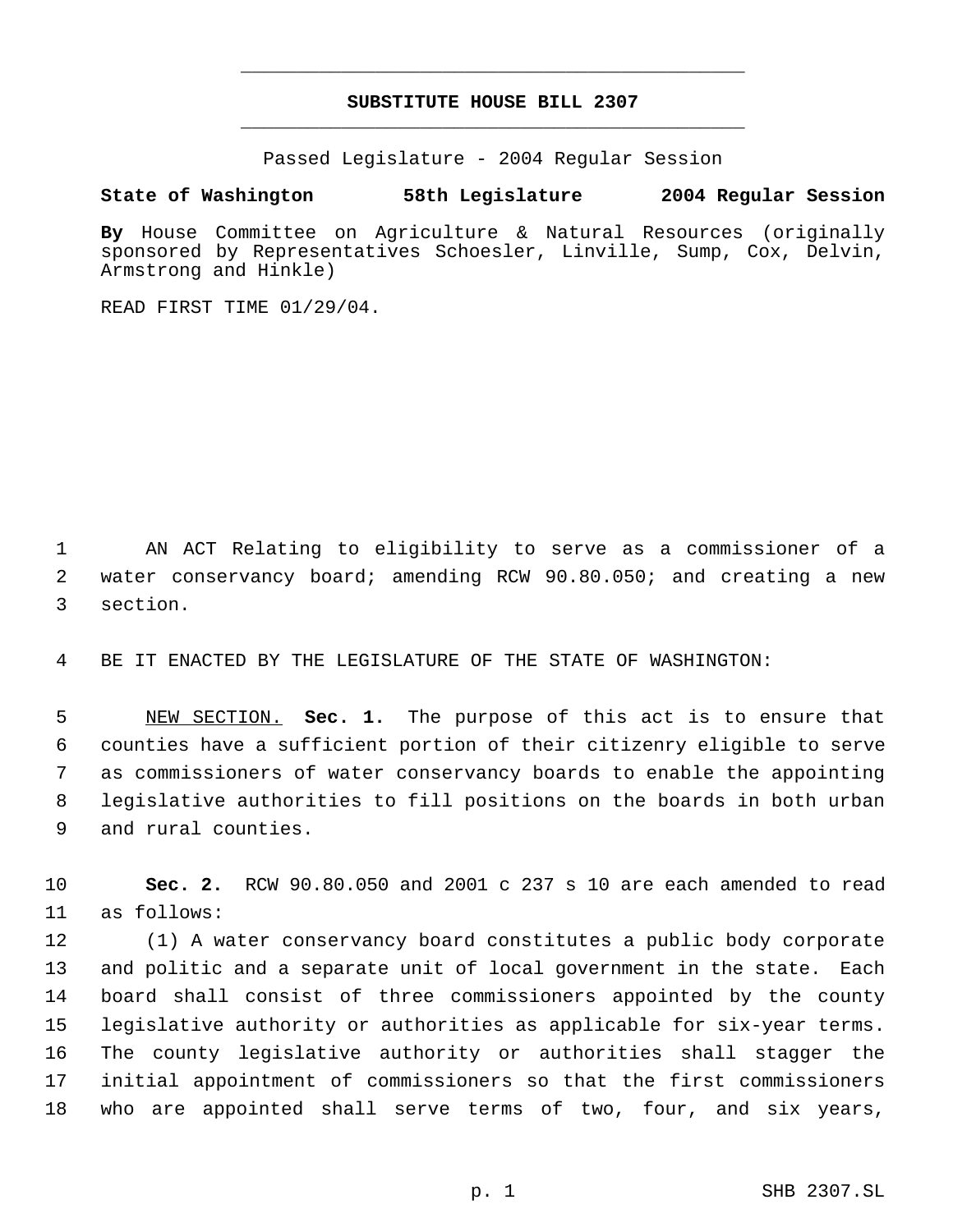# SUBSTITUTE HOUSE BILL 2307

Passed Legislature - 2004 Regular Session

**State of Washington 58th Legislature 2004 Regular Session**

**By** House Committee on Agriculture & Natural Resources (originally sponsored by Representatives Schoesler, Linville, Sump, Cox, Delvin, Armstrong and Hinkle)

READ FIRST TIME 01/29/04.

AN ACT Relating to eligibility to serve as a commissioner of a water conservancy board; amending RCW 90.80.050; and creating a new section.

BE IT ENACTED BY THE LEGISLATURE OF THE STATE OF WASHINGTON:

NEW SECTION. **Sec. 1.** The purpose of this act is to ensure that counties have a sufficient portion of their citizenry eligible to serve as commissioners of water conservancy boards to enable the appointing legislative authorities to fill positions on the boards in both urban and rural counties.

**Sec. 2.** RCW 90.80.050 and 2001 c 237 s 10 are each amended to read as follows:

(1) A water conservancy board constitutes a public body corporate and politic and a separate unit of local government in the state. Each board shall consist of three commissioners appointed by the county legislative authority or authorities as applicable for six-year terms. The county legislative authority or authorities shall stagger the initial appointment of commissioners so that the first commissioners who are appointed shall serve terms of two, four, and six years,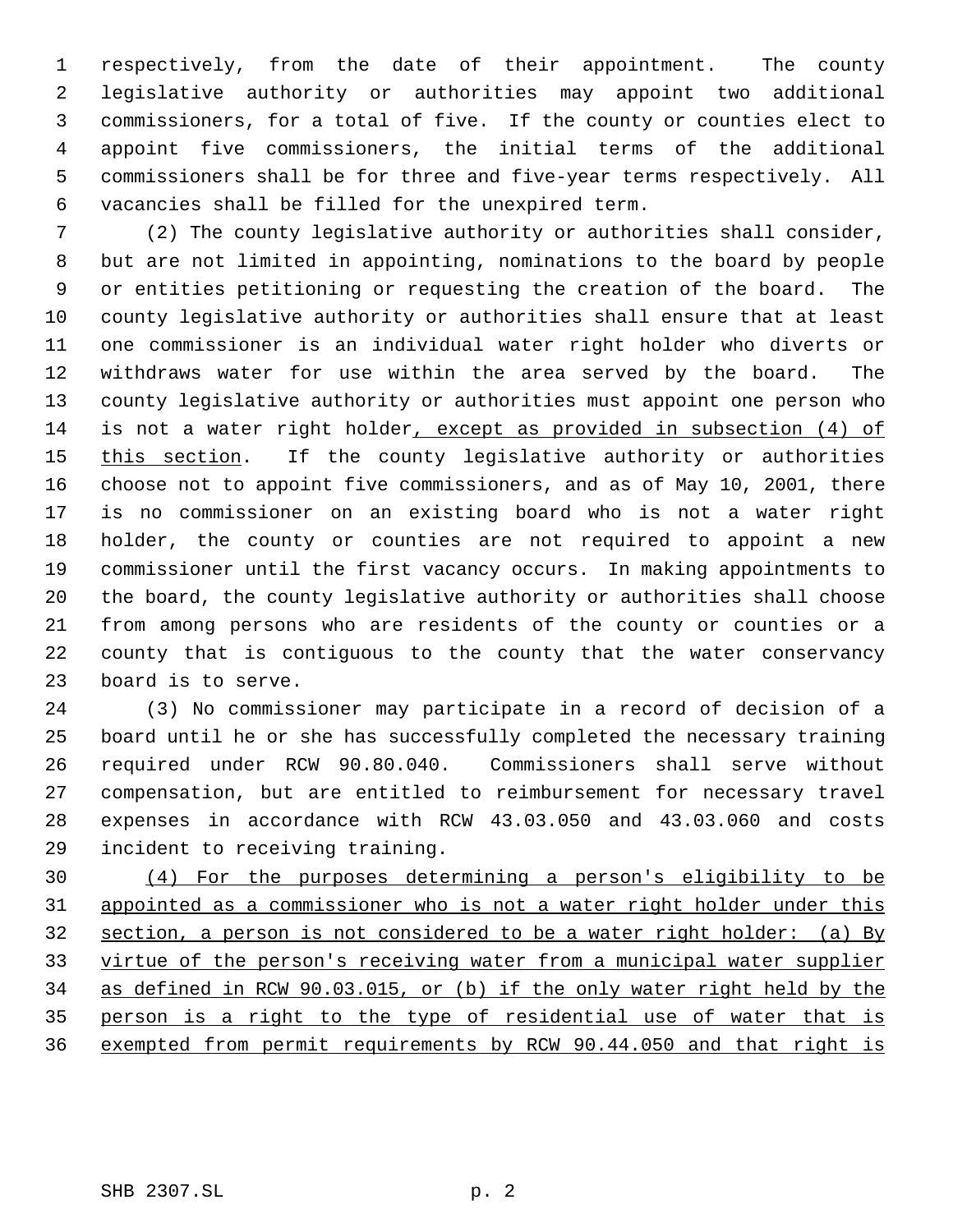respectively, from the date of their appointment. The county legislative authority or authorities may appoint two additional commissioners, for a total of five. If the county or counties elect to appoint five commissioners, the initial terms of the additional commissioners shall be for three and five-year terms respectively. All vacancies shall be filled for the unexpired term.

(2) The county legislative authority or authorities shall consider, but are not limited in appointing, nominations to the board by people or entities petitioning or requesting the creation of the board. The county legislative authority or authorities shall ensure that at least one commissioner is an individual water right holder who diverts or withdraws water for use within the area served by the board. The county legislative authority or authorities must appoint one person who is not a water right holder<u>, except as provided in subsection (4) of this section</u>. If the county legislative authority or authorities choose not to appoint five commissioners, and as of May 10, 2001, there is no commissioner on an existing board who is not a water right holder, the county or counties are not required to appoint a new commissioner until the first vacancy occurs. In making appointments to the board, the county legislative authority or authorities shall choose from among persons who are residents of the county or counties or a county that is contiguous to the county that the water conservancy board is to serve.

(3) No commissioner may participate in a record of decision of a board until he or she has successfully completed the necessary training required under RCW 90.80.040. Commissioners shall serve without compensation, but are entitled to reimbursement for necessary travel expenses in accordance with RCW 43.03.050 and 43.03.060 and costs incident to receiving training.

<u>(4) For the purposes determining a person's eligibility to be appointed as a commissioner who is not a water right holder under this section, a person is not considered to be a water right holder: (a) By virtue of the person's receiving water from a municipal water supplier as defined in RCW 90.03.015, or (b) if the only water right held by the person is a right to the type of residential use of water that is exempted from permit requirements by RCW 90.44.050 and that right is</u>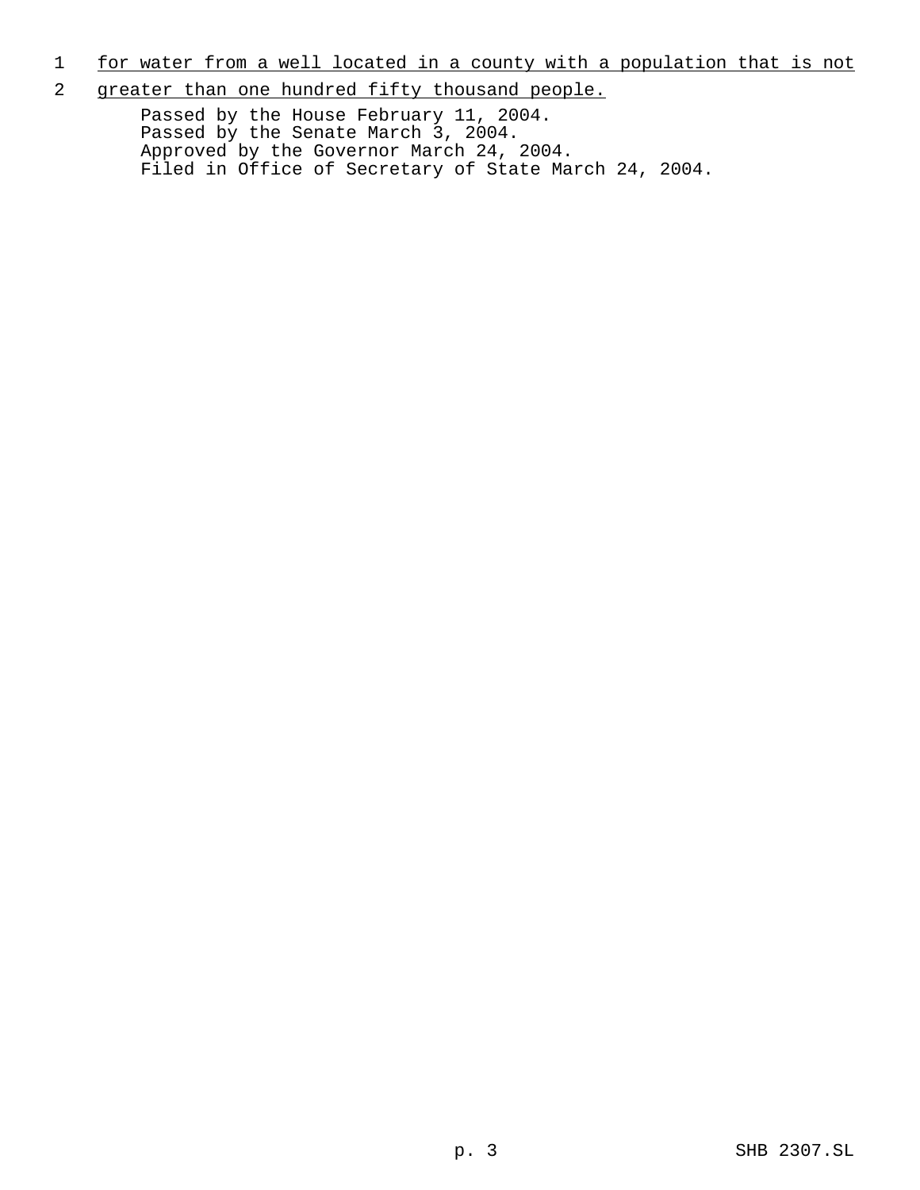for water from a well located in a county with a population that is not greater than one hundred fifty thousand people.

Passed by the House February 11, 2004.
Passed by the Senate March 3, 2004.
Approved by the Governor March 24, 2004.
Filed in Office of Secretary of State March 24, 2004.